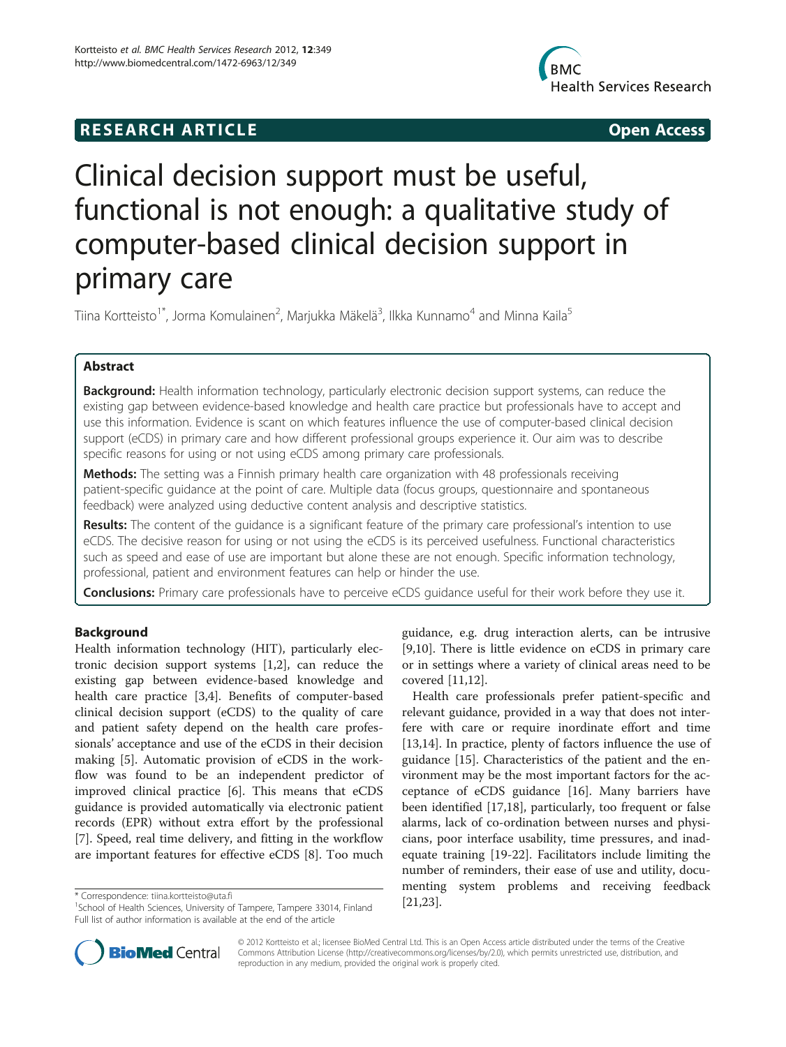RESEARCH ARTICLE Open Access

# Clinical decision support must be useful, functional is not enough: a qualitative study of computer-based clinical decision support in primary care

Tiina Kortteisto[1*], Jorma Komulainen[2], Marjukka Mäkelä[3], Ilkka Kunnamo[4] and Minna Kaila[5]

## Abstract

**Background:** Health information technology, particularly electronic decision support systems, can reduce the existing gap between evidence-based knowledge and health care practice but professionals have to accept and use this information. Evidence is scant on which features influence the use of computer-based clinical decision support (eCDS) in primary care and how different professional groups experience it. Our aim was to describe specific reasons for using or not using eCDS among primary care professionals.

**Methods:** The setting was a Finnish primary health care organization with 48 professionals receiving patient-specific guidance at the point of care. Multiple data (focus groups, questionnaire and spontaneous feedback) were analyzed using deductive content analysis and descriptive statistics.

**Results:** The content of the guidance is a significant feature of the primary care professional's intention to use eCDS. The decisive reason for using or not using the eCDS is its perceived usefulness. Functional characteristics such as speed and ease of use are important but alone these are not enough. Specific information technology, professional, patient and environment features can help or hinder the use.

**Conclusions:** Primary care professionals have to perceive eCDS guidance useful for their work before they use it.

## Background

Health information technology (HIT), particularly electronic decision support systems [1,2], can reduce the existing gap between evidence-based knowledge and health care practice [3,4]. Benefits of computer-based clinical decision support (eCDS) to the quality of care and patient safety depend on the health care professionals' acceptance and use of the eCDS in their decision making [5]. Automatic provision of eCDS in the workflow was found to be an independent predictor of improved clinical practice [6]. This means that eCDS guidance is provided automatically via electronic patient records (EPR) without extra effort by the professional [7]. Speed, real time delivery, and fitting in the workflow are important features for effective eCDS [8]. Too much guidance, e.g. drug interaction alerts, can be intrusive [9,10]. There is little evidence on eCDS in primary care or in settings where a variety of clinical areas need to be covered [11,12].

Health care professionals prefer patient-specific and relevant guidance, provided in a way that does not interfere with care or require inordinate effort and time [13,14]. In practice, plenty of factors influence the use of guidance [15]. Characteristics of the patient and the environment may be the most important factors for the acceptance of eCDS guidance [16]. Many barriers have been identified [17,18], particularly, too frequent or false alarms, lack of co-ordination between nurses and physicians, poor interface usability, time pressures, and inadequate training [19-22]. Facilitators include limiting the number of reminders, their ease of use and utility, documenting system problems and receiving feedback [21,23].

\* Correspondence: tiina.kortteisto@uta.fi
[1]School of Health Sciences, University of Tampere, Tampere 33014, Finland
Full list of author information is available at the end of the article

© 2012 Kortteisto et al.; licensee BioMed Central Ltd. This is an Open Access article distributed under the terms of the Creative Commons Attribution License (http://creativecommons.org/licenses/by/2.0), which permits unrestricted use, distribution, and reproduction in any medium, provided the original work is properly cited.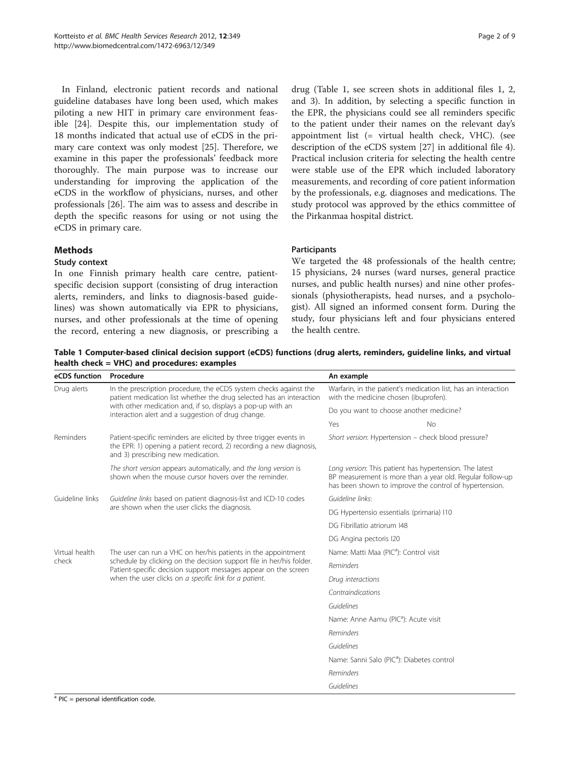In Finland, electronic patient records and national guideline databases have long been used, which makes piloting a new HIT in primary care environment feasible [24]. Despite this, our implementation study of 18 months indicated that actual use of eCDS in the primary care context was only modest [25]. Therefore, we examine in this paper the professionals' feedback more thoroughly. The main purpose was to increase our understanding for improving the application of the eCDS in the workflow of physicians, nurses, and other professionals [26]. The aim was to assess and describe in depth the specific reasons for using or not using the eCDS in primary care.

## Methods

### Study context

In one Finnish primary health care centre, patient-specific decision support (consisting of drug interaction alerts, reminders, and links to diagnosis-based guidelines) was shown automatically via EPR to physicians, nurses, and other professionals at the time of opening the record, entering a new diagnosis, or prescribing a drug (Table 1, see screen shots in additional files 1, 2, and 3). In addition, by selecting a specific function in the EPR, the physicians could see all reminders specific to the patient under their names on the relevant day's appointment list (= virtual health check, VHC). (see description of the eCDS system [27] in additional file 4). Practical inclusion criteria for selecting the health centre were stable use of the EPR which included laboratory measurements, and recording of core patient information by the professionals, e.g. diagnoses and medications. The study protocol was approved by the ethics committee of the Pirkanmaa hospital district.

### Participants

We targeted the 48 professionals of the health centre; 15 physicians, 24 nurses (ward nurses, general practice nurses, and public health nurses) and nine other professionals (physiotherapists, head nurses, and a psychologist). All signed an informed consent form. During the study, four physicians left and four physicians entered the health centre.

**Table 1 Computer-based clinical decision support (eCDS) functions (drug alerts, reminders, guideline links, and virtual health check = VHC) and procedures: examples**

| eCDS function | Procedure | An example | |
|---|---|---|---|
| Drug alerts | In the prescription procedure, the eCDS system checks against the patient medication list whether the drug selected has an interaction with other medication and, if so, displays a pop-up with an interaction alert and a suggestion of drug change. | Warfarin, in the patient's medication list, has an interaction with the medicine chosen (ibuprofen). | |
| | | Do you want to choose another medicine? | |
| | | Yes | No |
| Reminders | Patient-specific reminders are elicited by three trigger events in the EPR: 1) opening a patient record, 2) recording a new diagnosis, and 3) prescribing new medication. | *Short version*: Hypertension – check blood pressure? | |
| | *The short version* appears automatically, and *the long version* is shown when the mouse cursor hovers over the reminder. | *Long version*: This patient has hypertension. The latest BP measurement is more than a year old. Regular follow-up has been shown to improve the control of hypertension. | |
| Guideline links | *Guideline links* based on patient diagnosis-list and ICD-10 codes are shown when the user clicks the diagnosis. | *Guideline links*: | |
| | | DG Hypertensio essentialis (primaria) I10 | |
| | | DG Fibrillatio atriorum I48 | |
| | | DG Angina pectoris I20 | |
| Virtual health check | The user can run a VHC on her/his patients in the appointment schedule by clicking on the decision support file in her/his folder. Patient-specific decision support messages appear on the screen when the user clicks on *a specific link for a patient*. | Name: Matti Maa (PIC[a]): Control visit | |
| | | *Reminders* | |
| | | *Drug interactions* | |
| | | *Contraindications* | |
| | | *Guidelines* | |
| | | Name: Anne Aamu (PIC[a]): Acute visit | |
| | | *Reminders* | |
| | | *Guidelines* | |
| | | Name: Sanni Salo (PIC[a]): Diabetes control | |
| | | *Reminders* | |
| | | *Guidelines* | |

[a] PIC = personal identification code.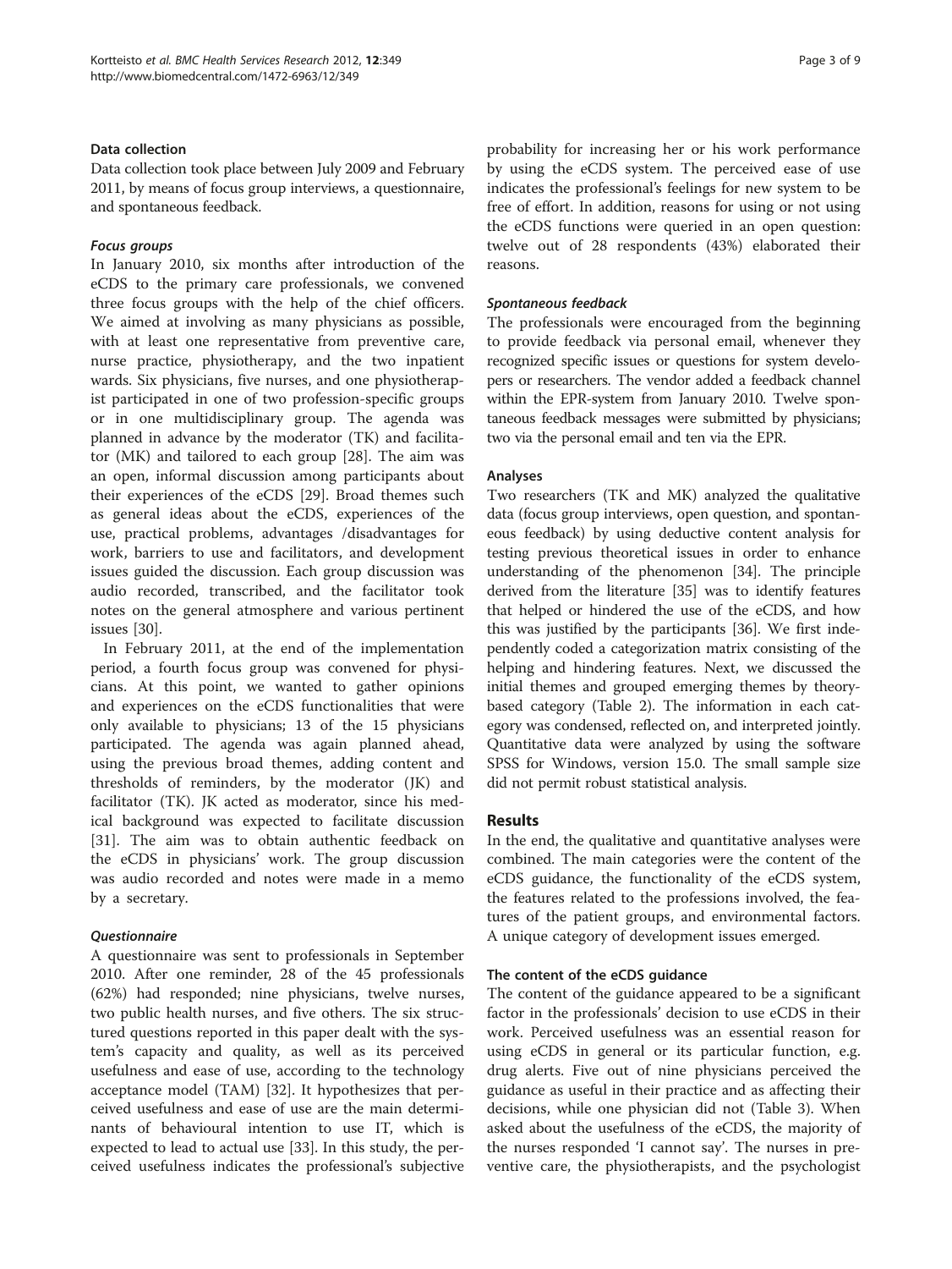### Data collection

Data collection took place between July 2009 and February 2011, by means of focus group interviews, a questionnaire, and spontaneous feedback.

#### *Focus groups*

In January 2010, six months after introduction of the eCDS to the primary care professionals, we convened three focus groups with the help of the chief officers. We aimed at involving as many physicians as possible, with at least one representative from preventive care, nurse practice, physiotherapy, and the two inpatient wards. Six physicians, five nurses, and one physiotherapist participated in one of two profession-specific groups or in one multidisciplinary group. The agenda was planned in advance by the moderator (TK) and facilitator (MK) and tailored to each group [28]. The aim was an open, informal discussion among participants about their experiences of the eCDS [29]. Broad themes such as general ideas about the eCDS, experiences of the use, practical problems, advantages /disadvantages for work, barriers to use and facilitators, and development issues guided the discussion. Each group discussion was audio recorded, transcribed, and the facilitator took notes on the general atmosphere and various pertinent issues [30].

In February 2011, at the end of the implementation period, a fourth focus group was convened for physicians. At this point, we wanted to gather opinions and experiences on the eCDS functionalities that were only available to physicians; 13 of the 15 physicians participated. The agenda was again planned ahead, using the previous broad themes, adding content and thresholds of reminders, by the moderator (JK) and facilitator (TK). JK acted as moderator, since his medical background was expected to facilitate discussion [31]. The aim was to obtain authentic feedback on the eCDS in physicians' work. The group discussion was audio recorded and notes were made in a memo by a secretary.

#### *Questionnaire*

A questionnaire was sent to professionals in September 2010. After one reminder, 28 of the 45 professionals (62%) had responded; nine physicians, twelve nurses, two public health nurses, and five others. The six structured questions reported in this paper dealt with the system's capacity and quality, as well as its perceived usefulness and ease of use, according to the technology acceptance model (TAM) [32]. It hypothesizes that perceived usefulness and ease of use are the main determinants of behavioural intention to use IT, which is expected to lead to actual use [33]. In this study, the perceived usefulness indicates the professional's subjective probability for increasing her or his work performance by using the eCDS system. The perceived ease of use indicates the professional's feelings for new system to be free of effort. In addition, reasons for using or not using the eCDS functions were queried in an open question: twelve out of 28 respondents (43%) elaborated their reasons.

#### *Spontaneous feedback*

The professionals were encouraged from the beginning to provide feedback via personal email, whenever they recognized specific issues or questions for system developers or researchers. The vendor added a feedback channel within the EPR-system from January 2010. Twelve spontaneous feedback messages were submitted by physicians; two via the personal email and ten via the EPR.

### Analyses

Two researchers (TK and MK) analyzed the qualitative data (focus group interviews, open question, and spontaneous feedback) by using deductive content analysis for testing previous theoretical issues in order to enhance understanding of the phenomenon [34]. The principle derived from the literature [35] was to identify features that helped or hindered the use of the eCDS, and how this was justified by the participants [36]. We first independently coded a categorization matrix consisting of the helping and hindering features. Next, we discussed the initial themes and grouped emerging themes by theory-based category (Table 2). The information in each category was condensed, reflected on, and interpreted jointly. Quantitative data were analyzed by using the software SPSS for Windows, version 15.0. The small sample size did not permit robust statistical analysis.

## Results

In the end, the qualitative and quantitative analyses were combined. The main categories were the content of the eCDS guidance, the functionality of the eCDS system, the features related to the professions involved, the features of the patient groups, and environmental factors. A unique category of development issues emerged.

### The content of the eCDS guidance

The content of the guidance appeared to be a significant factor in the professionals' decision to use eCDS in their work. Perceived usefulness was an essential reason for using eCDS in general or its particular function, e.g. drug alerts. Five out of nine physicians perceived the guidance as useful in their practice and as affecting their decisions, while one physician did not (Table 3). When asked about the usefulness of the eCDS, the majority of the nurses responded 'I cannot say'. The nurses in preventive care, the physiotherapists, and the psychologist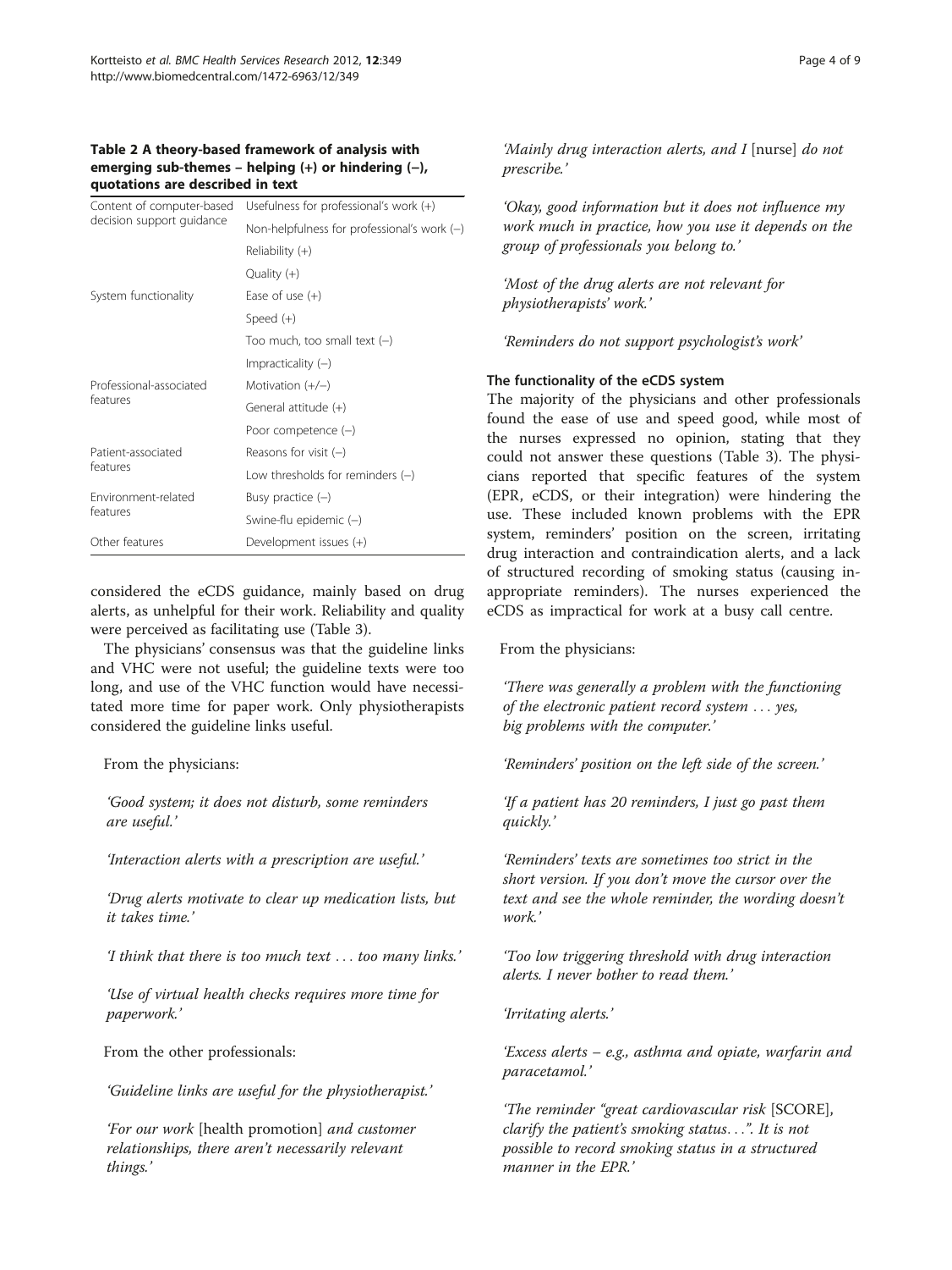**Table 2 A theory-based framework of analysis with emerging sub-themes – helping (+) or hindering (–), quotations are described in text**

| | |
|---|---|
| Content of computer-based decision support guidance | Usefulness for professional's work (+) |
| | Non-helpfulness for professional's work (–) |
| | Reliability (+) |
| | Quality (+) |
| System functionality | Ease of use (+) |
| | Speed (+) |
| | Too much, too small text (–) |
| | Impracticality (–) |
| Professional-associated features | Motivation (+/–) |
| | General attitude (+) |
| | Poor competence (–) |
| Patient-associated features | Reasons for visit (–) |
| | Low thresholds for reminders (–) |
| Environment-related features | Busy practice (–) |
| | Swine-flu epidemic (–) |
| Other features | Development issues (+) |

considered the eCDS guidance, mainly based on drug alerts, as unhelpful for their work. Reliability and quality were perceived as facilitating use (Table 3).

The physicians' consensus was that the guideline links and VHC were not useful; the guideline texts were too long, and use of the VHC function would have necessitated more time for paper work. Only physiotherapists considered the guideline links useful.

From the physicians:

*'Good system; it does not disturb, some reminders are useful.'*

*'Interaction alerts with a prescription are useful.'*

*'Drug alerts motivate to clear up medication lists, but it takes time.'*

*'I think that there is too much text … too many links.'*

*'Use of virtual health checks requires more time for paperwork.'*

From the other professionals:

*'Guideline links are useful for the physiotherapist.'*

*'For our work* [health promotion] *and customer relationships, there aren't necessarily relevant things.'*

*'Mainly drug interaction alerts, and I* [nurse] *do not prescribe.'*

*'Okay, good information but it does not influence my work much in practice, how you use it depends on the group of professionals you belong to.'*

*'Most of the drug alerts are not relevant for physiotherapists' work.'*

*'Reminders do not support psychologist's work'*

### The functionality of the eCDS system

The majority of the physicians and other professionals found the ease of use and speed good, while most of the nurses expressed no opinion, stating that they could not answer these questions (Table 3). The physicians reported that specific features of the system (EPR, eCDS, or their integration) were hindering the use. These included known problems with the EPR system, reminders' position on the screen, irritating drug interaction and contraindication alerts, and a lack of structured recording of smoking status (causing inappropriate reminders). The nurses experienced the eCDS as impractical for work at a busy call centre.

From the physicians:

*'There was generally a problem with the functioning of the electronic patient record system … yes, big problems with the computer.'*

*'Reminders' position on the left side of the screen.'*

*'If a patient has 20 reminders, I just go past them quickly.'*

*'Reminders' texts are sometimes too strict in the short version. If you don't move the cursor over the text and see the whole reminder, the wording doesn't work.'*

*'Too low triggering threshold with drug interaction alerts. I never bother to read them.'*

*'Irritating alerts.'*

*'Excess alerts – e.g., asthma and opiate, warfarin and paracetamol.'*

*'The reminder "great cardiovascular risk* [SCORE], *clarify the patient's smoking status…". It is not possible to record smoking status in a structured manner in the EPR.'*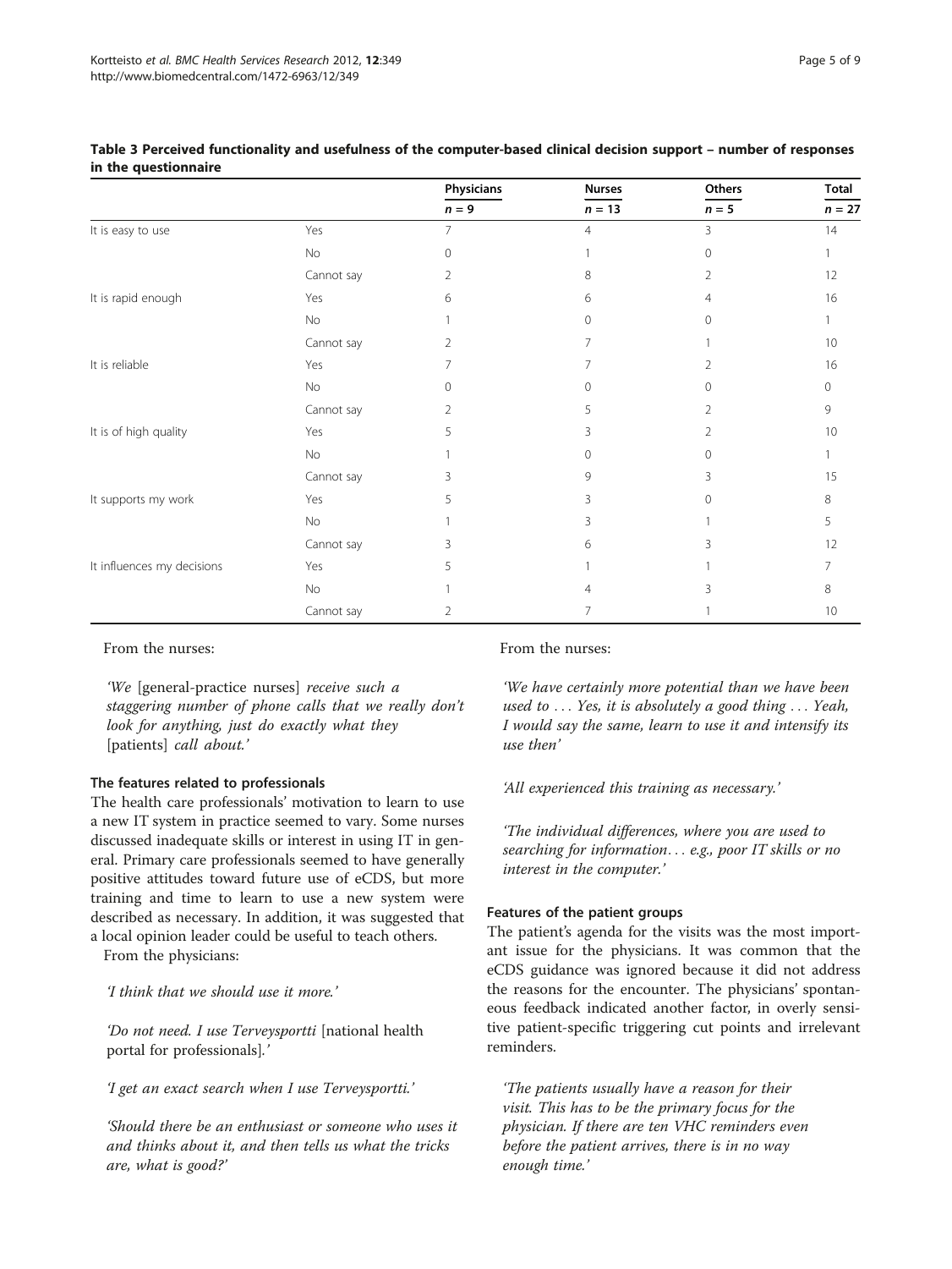**Table 3 Perceived functionality and usefulness of the computer-based clinical decision support – number of responses in the questionnaire**

| | | Physicians | Nurses | Others | Total |
|---|---|---|---|---|---|
| | | $n = 9$ | $n = 13$ | $n = 5$ | $n = 27$ |
| It is easy to use | Yes | 7 | 4 | 3 | 14 |
| | No | 0 | 1 | 0 | 1 |
| | Cannot say | 2 | 8 | 2 | 12 |
| It is rapid enough | Yes | 6 | 6 | 4 | 16 |
| | No | 1 | 0 | 0 | 1 |
| | Cannot say | 2 | 7 | 1 | 10 |
| It is reliable | Yes | 7 | 7 | 2 | 16 |
| | No | 0 | 0 | 0 | 0 |
| | Cannot say | 2 | 5 | 2 | 9 |
| It is of high quality | Yes | 5 | 3 | 2 | 10 |
| | No | 1 | 0 | 0 | 1 |
| | Cannot say | 3 | 9 | 3 | 15 |
| It supports my work | Yes | 5 | 3 | 0 | 8 |
| | No | 1 | 3 | 1 | 5 |
| | Cannot say | 3 | 6 | 3 | 12 |
| It influences my decisions | Yes | 5 | 1 | 1 | 7 |
| | No | 1 | 4 | 3 | 8 |
| | Cannot say | 2 | 7 | 1 | 10 |

From the nurses:

> *'We* [general-practice nurses] *receive such a staggering number of phone calls that we really don't look for anything, just do exactly what they* [patients] *call about.'*

### The features related to professionals

The health care professionals' motivation to learn to use a new IT system in practice seemed to vary. Some nurses discussed inadequate skills or interest in using IT in general. Primary care professionals seemed to have generally positive attitudes toward future use of eCDS, but more training and time to learn to use a new system were described as necessary. In addition, it was suggested that a local opinion leader could be useful to teach others.

From the physicians:

> *'I think that we should use it more.'*

> *'Do not need. I use Terveysportti* [national health portal for professionals]*.'*

> *'I get an exact search when I use Terveysportti.'*

> *'Should there be an enthusiast or someone who uses it and thinks about it, and then tells us what the tricks are, what is good?'*

From the nurses:

> *'We have certainly more potential than we have been used to … Yes, it is absolutely a good thing … Yeah, I would say the same, learn to use it and intensify its use then'*

> *'All experienced this training as necessary.'*

> *'The individual differences, where you are used to searching for information… e.g., poor IT skills or no interest in the computer.'*

### Features of the patient groups

The patient's agenda for the visits was the most important issue for the physicians. It was common that the eCDS guidance was ignored because it did not address the reasons for the encounter. The physicians' spontaneous feedback indicated another factor, in overly sensitive patient-specific triggering cut points and irrelevant reminders.

> *'The patients usually have a reason for their visit. This has to be the primary focus for the physician. If there are ten VHC reminders even before the patient arrives, there is in no way enough time.'*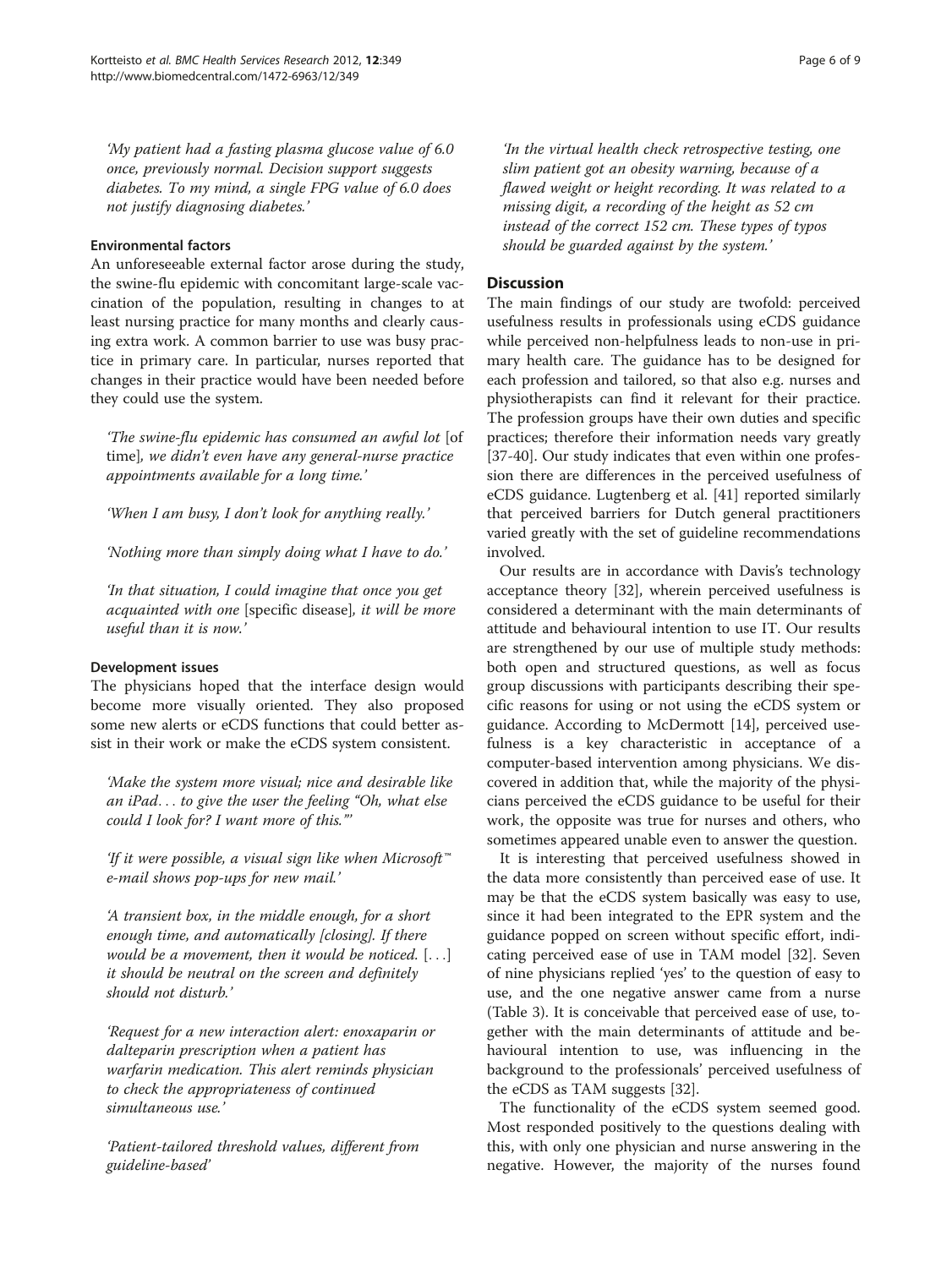*'My patient had a fasting plasma glucose value of 6.0 once, previously normal. Decision support suggests diabetes. To my mind, a single FPG value of 6.0 does not justify diagnosing diabetes.'*

#### Environmental factors

An unforeseeable external factor arose during the study, the swine-flu epidemic with concomitant large-scale vaccination of the population, resulting in changes to at least nursing practice for many months and clearly causing extra work. A common barrier to use was busy practice in primary care. In particular, nurses reported that changes in their practice would have been needed before they could use the system.

*'The swine-flu epidemic has consumed an awful lot* [of time]*, we didn't even have any general-nurse practice appointments available for a long time.'*

*'When I am busy, I don't look for anything really.'*

*'Nothing more than simply doing what I have to do.'*

*'In that situation, I could imagine that once you get acquainted with one* [specific disease]*, it will be more useful than it is now.'*

#### Development issues

The physicians hoped that the interface design would become more visually oriented. They also proposed some new alerts or eCDS functions that could better assist in their work or make the eCDS system consistent.

*'Make the system more visual; nice and desirable like an iPad... to give the user the feeling "Oh, what else could I look for? I want more of this."'*

*'If it were possible, a visual sign like when Microsoft™ e-mail shows pop-ups for new mail.'*

*'A transient box, in the middle enough, for a short enough time, and automatically [closing]. If there would be a movement, then it would be noticed.* [...] *it should be neutral on the screen and definitely should not disturb.'*

*'Request for a new interaction alert: enoxaparin or dalteparin prescription when a patient has warfarin medication. This alert reminds physician to check the appropriateness of continued simultaneous use.'*

*'Patient-tailored threshold values, different from guideline-based'*

*'In the virtual health check retrospective testing, one slim patient got an obesity warning, because of a flawed weight or height recording. It was related to a missing digit, a recording of the height as 52 cm instead of the correct 152 cm. These types of typos should be guarded against by the system.'*

## Discussion

The main findings of our study are twofold: perceived usefulness results in professionals using eCDS guidance while perceived non-helpfulness leads to non-use in primary health care. The guidance has to be designed for each profession and tailored, so that also e.g. nurses and physiotherapists can find it relevant for their practice. The profession groups have their own duties and specific practices; therefore their information needs vary greatly [37-40]. Our study indicates that even within one profession there are differences in the perceived usefulness of eCDS guidance. Lugtenberg et al. [41] reported similarly that perceived barriers for Dutch general practitioners varied greatly with the set of guideline recommendations involved.

Our results are in accordance with Davis's technology acceptance theory [32], wherein perceived usefulness is considered a determinant with the main determinants of attitude and behavioural intention to use IT. Our results are strengthened by our use of multiple study methods: both open and structured questions, as well as focus group discussions with participants describing their specific reasons for using or not using the eCDS system or guidance. According to McDermott [14], perceived usefulness is a key characteristic in acceptance of a computer-based intervention among physicians. We discovered in addition that, while the majority of the physicians perceived the eCDS guidance to be useful for their work, the opposite was true for nurses and others, who sometimes appeared unable even to answer the question.

It is interesting that perceived usefulness showed in the data more consistently than perceived ease of use. It may be that the eCDS system basically was easy to use, since it had been integrated to the EPR system and the guidance popped on screen without specific effort, indicating perceived ease of use in TAM model [32]. Seven of nine physicians replied 'yes' to the question of easy to use, and the one negative answer came from a nurse (Table 3). It is conceivable that perceived ease of use, together with the main determinants of attitude and behavioural intention to use, was influencing in the background to the professionals' perceived usefulness of the eCDS as TAM suggests [32].

The functionality of the eCDS system seemed good. Most responded positively to the questions dealing with this, with only one physician and nurse answering in the negative. However, the majority of the nurses found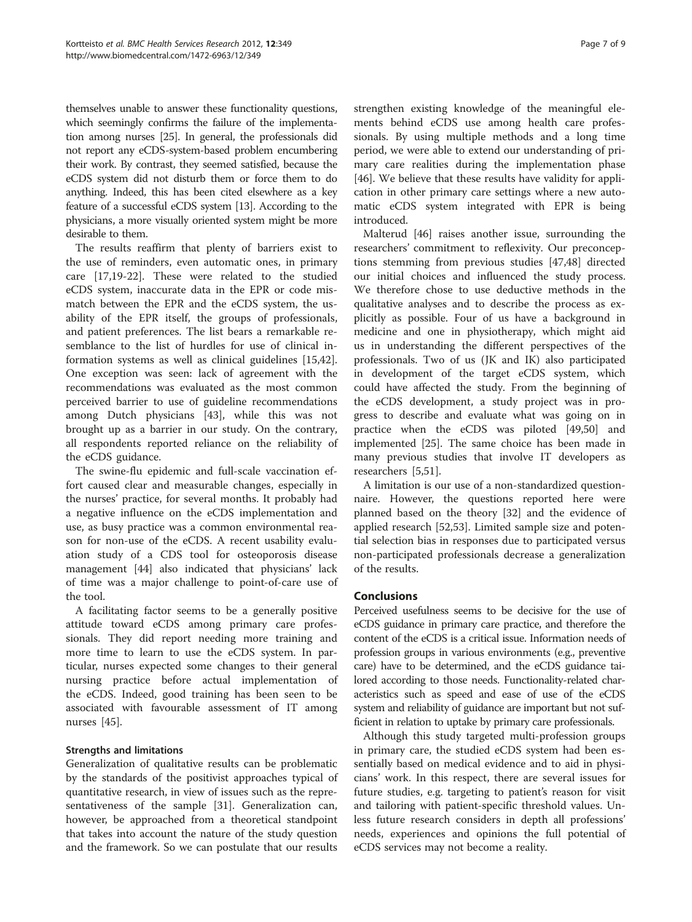themselves unable to answer these functionality questions, which seemingly confirms the failure of the implementation among nurses [25]. In general, the professionals did not report any eCDS-system-based problem encumbering their work. By contrast, they seemed satisfied, because the eCDS system did not disturb them or force them to do anything. Indeed, this has been cited elsewhere as a key feature of a successful eCDS system [13]. According to the physicians, a more visually oriented system might be more desirable to them.

The results reaffirm that plenty of barriers exist to the use of reminders, even automatic ones, in primary care [17,19-22]. These were related to the studied eCDS system, inaccurate data in the EPR or code mismatch between the EPR and the eCDS system, the usability of the EPR itself, the groups of professionals, and patient preferences. The list bears a remarkable resemblance to the list of hurdles for use of clinical information systems as well as clinical guidelines [15,42]. One exception was seen: lack of agreement with the recommendations was evaluated as the most common perceived barrier to use of guideline recommendations among Dutch physicians [43], while this was not brought up as a barrier in our study. On the contrary, all respondents reported reliance on the reliability of the eCDS guidance.

The swine-flu epidemic and full-scale vaccination effort caused clear and measurable changes, especially in the nurses' practice, for several months. It probably had a negative influence on the eCDS implementation and use, as busy practice was a common environmental reason for non-use of the eCDS. A recent usability evaluation study of a CDS tool for osteoporosis disease management [44] also indicated that physicians' lack of time was a major challenge to point-of-care use of the tool.

A facilitating factor seems to be a generally positive attitude toward eCDS among primary care professionals. They did report needing more training and more time to learn to use the eCDS system. In particular, nurses expected some changes to their general nursing practice before actual implementation of the eCDS. Indeed, good training has been seen to be associated with favourable assessment of IT among nurses [45].

### Strengths and limitations

Generalization of qualitative results can be problematic by the standards of the positivist approaches typical of quantitative research, in view of issues such as the representativeness of the sample [31]. Generalization can, however, be approached from a theoretical standpoint that takes into account the nature of the study question and the framework. So we can postulate that our results strengthen existing knowledge of the meaningful elements behind eCDS use among health care professionals. By using multiple methods and a long time period, we were able to extend our understanding of primary care realities during the implementation phase [46]. We believe that these results have validity for application in other primary care settings where a new automatic eCDS system integrated with EPR is being introduced.

Malterud [46] raises another issue, surrounding the researchers' commitment to reflexivity. Our preconceptions stemming from previous studies [47,48] directed our initial choices and influenced the study process. We therefore chose to use deductive methods in the qualitative analyses and to describe the process as explicitly as possible. Four of us have a background in medicine and one in physiotherapy, which might aid us in understanding the different perspectives of the professionals. Two of us (JK and IK) also participated in development of the target eCDS system, which could have affected the study. From the beginning of the eCDS development, a study project was in progress to describe and evaluate what was going on in practice when the eCDS was piloted [49,50] and implemented [25]. The same choice has been made in many previous studies that involve IT developers as researchers [5,51].

A limitation is our use of a non-standardized questionnaire. However, the questions reported here were planned based on the theory [32] and the evidence of applied research [52,53]. Limited sample size and potential selection bias in responses due to participated versus non-participated professionals decrease a generalization of the results.

## Conclusions

Perceived usefulness seems to be decisive for the use of eCDS guidance in primary care practice, and therefore the content of the eCDS is a critical issue. Information needs of profession groups in various environments (e.g., preventive care) have to be determined, and the eCDS guidance tailored according to those needs. Functionality-related characteristics such as speed and ease of use of the eCDS system and reliability of guidance are important but not sufficient in relation to uptake by primary care professionals.

Although this study targeted multi-profession groups in primary care, the studied eCDS system had been essentially based on medical evidence and to aid in physicians' work. In this respect, there are several issues for future studies, e.g. targeting to patient's reason for visit and tailoring with patient-specific threshold values. Unless future research considers in depth all professions' needs, experiences and opinions the full potential of eCDS services may not become a reality.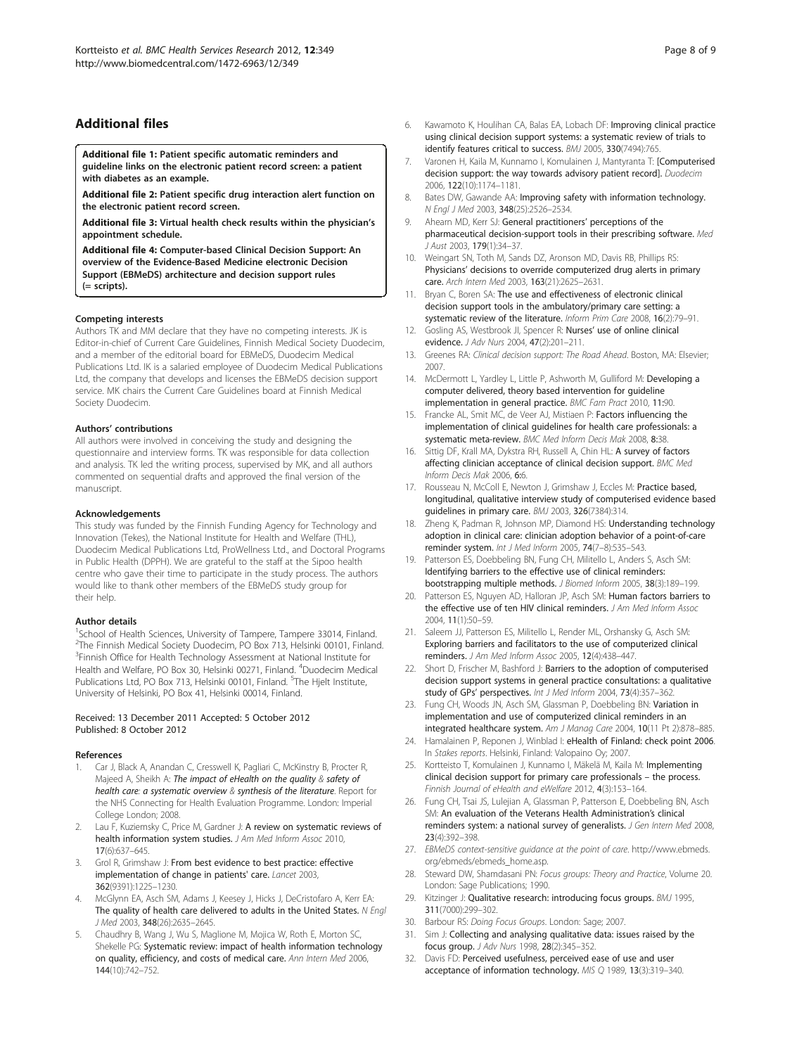## Additional files

**Additional file 1: Patient specific automatic reminders and guideline links on the electronic patient record screen: a patient with diabetes as an example.**

**Additional file 2: Patient specific drug interaction alert function on the electronic patient record screen.**

**Additional file 3: Virtual health check results within the physician's appointment schedule.**

**Additional file 4: Computer-based Clinical Decision Support: An overview of the Evidence-Based Medicine electronic Decision Support (EBMeDS) architecture and decision support rules (= scripts).**

### Competing interests

Authors TK and MM declare that they have no competing interests. JK is Editor-in-chief of Current Care Guidelines, Finnish Medical Society Duodecim, and a member of the editorial board for EBMeDS, Duodecim Medical Publications Ltd. IK is a salaried employee of Duodecim Medical Publications Ltd, the company that develops and licenses the EBMeDS decision support service. MK chairs the Current Care Guidelines board at Finnish Medical Society Duodecim.

### Authors' contributions

All authors were involved in conceiving the study and designing the questionnaire and interview forms. TK was responsible for data collection and analysis. TK led the writing process, supervised by MK, and all authors commented on sequential drafts and approved the final version of the manuscript.

### Acknowledgements

This study was funded by the Finnish Funding Agency for Technology and Innovation (Tekes), the National Institute for Health and Welfare (THL), Duodecim Medical Publications Ltd, ProWellness Ltd., and Doctoral Programs in Public Health (DPPH). We are grateful to the staff at the Sipoo health centre who gave their time to participate in the study process. The authors would like to thank other members of the EBMeDS study group for their help.

### Author details

[1]School of Health Sciences, University of Tampere, Tampere 33014, Finland. [2]The Finnish Medical Society Duodecim, PO Box 713, Helsinki 00101, Finland. [3]Finnish Office for Health Technology Assessment at National Institute for Health and Welfare, PO Box 30, Helsinki 00271, Finland. [4]Duodecim Medical Publications Ltd, PO Box 713, Helsinki 00101, Finland. [5]The Hjelt Institute, University of Helsinki, PO Box 41, Helsinki 00014, Finland.

Received: 13 December 2011 Accepted: 5 October 2012
Published: 8 October 2012

### References

1. Car J, Black A, Anandan C, Cresswell K, Pagliari C, McKinstry B, Procter R, Majeed A, Sheikh A: *The impact of eHealth on the quality & safety of health care: a systematic overview & synthesis of the literature*. Report for the NHS Connecting for Health Evaluation Programme. London: Imperial College London; 2008.
2. Lau F, Kuziemsky C, Price M, Gardner J: A review on systematic reviews of health information system studies. *J Am Med Inform Assoc* 2010, 17(6):637–645.
3. Grol R, Grimshaw J: From best evidence to best practice: effective implementation of change in patients' care. *Lancet* 2003, 362(9391):1225–1230.
4. McGlynn EA, Asch SM, Adams J, Keesey J, Hicks J, DeCristofaro A, Kerr EA: The quality of health care delivered to adults in the United States. *N Engl J Med* 2003, 348(26):2635–2645.
5. Chaudhry B, Wang J, Wu S, Maglione M, Mojica W, Roth E, Morton SC, Shekelle PG: Systematic review: impact of health information technology on quality, efficiency, and costs of medical care. *Ann Intern Med* 2006, 144(10):742–752.
6. Kawamoto K, Houlihan CA, Balas EA, Lobach DF: Improving clinical practice using clinical decision support systems: a systematic review of trials to identify features critical to success. *BMJ* 2005, 330(7494):765.
7. Varonen H, Kaila M, Kunnamo I, Komulainen J, Mantyranta T: [Computerised decision support: the way towards advisory patient record]. *Duodecim* 2006, 122(10):1174–1181.
8. Bates DW, Gawande AA: Improving safety with information technology. *N Engl J Med* 2003, 348(25):2526–2534.
9. Ahearn MD, Kerr SJ: General practitioners' perceptions of the pharmaceutical decision-support tools in their prescribing software. *Med J Aust* 2003, 179(1):34–37.
10. Weingart SN, Toth M, Sands DZ, Aronson MD, Davis RB, Phillips RS: Physicians' decisions to override computerized drug alerts in primary care. *Arch Intern Med* 2003, 163(21):2625–2631.
11. Bryan C, Boren SA: The use and effectiveness of electronic clinical decision support tools in the ambulatory/primary care setting: a systematic review of the literature. *Inform Prim Care* 2008, 16(2):79–91.
12. Gosling AS, Westbrook JI, Spencer R: Nurses' use of online clinical evidence. *J Adv Nurs* 2004, 47(2):201–211.
13. Greenes RA: *Clinical decision support: The Road Ahead*. Boston, MA: Elsevier; 2007.
14. McDermott L, Yardley L, Little P, Ashworth M, Gulliford M: Developing a computer delivered, theory based intervention for guideline implementation in general practice. *BMC Fam Pract* 2010, 11:90.
15. Francke AL, Smit MC, de Veer AJ, Mistiaen P: Factors influencing the implementation of clinical guidelines for health care professionals: a systematic meta-review. *BMC Med Inform Decis Mak* 2008, 8:38.
16. Sittig DF, Krall MA, Dykstra RH, Russell A, Chin HL: A survey of factors affecting clinician acceptance of clinical decision support. *BMC Med Inform Decis Mak* 2006, 6:6.
17. Rousseau N, McColl E, Newton J, Grimshaw J, Eccles M: Practice based, longitudinal, qualitative interview study of computerised evidence based guidelines in primary care. *BMJ* 2003, 326(7384):314.
18. Zheng K, Padman R, Johnson MP, Diamond HS: Understanding technology adoption in clinical care: clinician adoption behavior of a point-of-care reminder system. *Int J Med Inform* 2005, 74(7–8):535–543.
19. Patterson ES, Doebbeling BN, Fung CH, Militello L, Anders S, Asch SM: Identifying barriers to the effective use of clinical reminders: bootstrapping multiple methods. *J Biomed Inform* 2005, 38(3):189–199.
20. Patterson ES, Nguyen AD, Halloran JP, Asch SM: Human factors barriers to the effective use of ten HIV clinical reminders. *J Am Med Inform Assoc* 2004, 11(1):50–59.
21. Saleem JJ, Patterson ES, Militello L, Render ML, Orshansky G, Asch SM: Exploring barriers and facilitators to the use of computerized clinical reminders. *J Am Med Inform Assoc* 2005, 12(4):438–447.
22. Short D, Frischer M, Bashford J: Barriers to the adoption of computerised decision support systems in general practice consultations: a qualitative study of GPs' perspectives. *Int J Med Inform* 2004, 73(4):357–362.
23. Fung CH, Woods JN, Asch SM, Glassman P, Doebbeling BN: Variation in implementation and use of computerized clinical reminders in an integrated healthcare system. *Am J Manag Care* 2004, 10(11 Pt 2):878–885.
24. Hamalainen P, Reponen J, Winblad I: eHealth of Finland: check point 2006. In *Stakes reports*. Helsinki, Finland: Valopaino Oy; 2007.
25. Kortteisto T, Komulainen J, Kunnamo I, Mäkelä M, Kaila M: Implementing clinical decision support for primary care professionals – the process. *Finnish Journal of eHealth and eWelfare* 2012, 4(3):153–164.
26. Fung CH, Tsai JS, Lulejian A, Glassman P, Patterson E, Doebbeling BN, Asch SM: An evaluation of the Veterans Health Administration's clinical reminders system: a national survey of generalists. *J Gen Intern Med* 2008, 23(4):392–398.
27. *EBMeDS context-sensitive guidance at the point of care*. http://www.ebmeds.org/ebmeds/ebmeds_home.asp.
28. Steward DW, Shamdasani PN: *Focus groups: Theory and Practice*, Volume 20. London: Sage Publications; 1990.
29. Kitzinger J: Qualitative research: introducing focus groups. *BMJ* 1995, 311(7000):299–302.
30. Barbour RS: *Doing Focus Groups*. London: Sage; 2007.
31. Sim J: Collecting and analysing qualitative data: issues raised by the focus group. *J Adv Nurs* 1998, 28(2):345–352.
32. Davis FD: Perceived usefulness, perceived ease of use and user acceptance of information technology. *MIS Q* 1989, 13(3):319–340.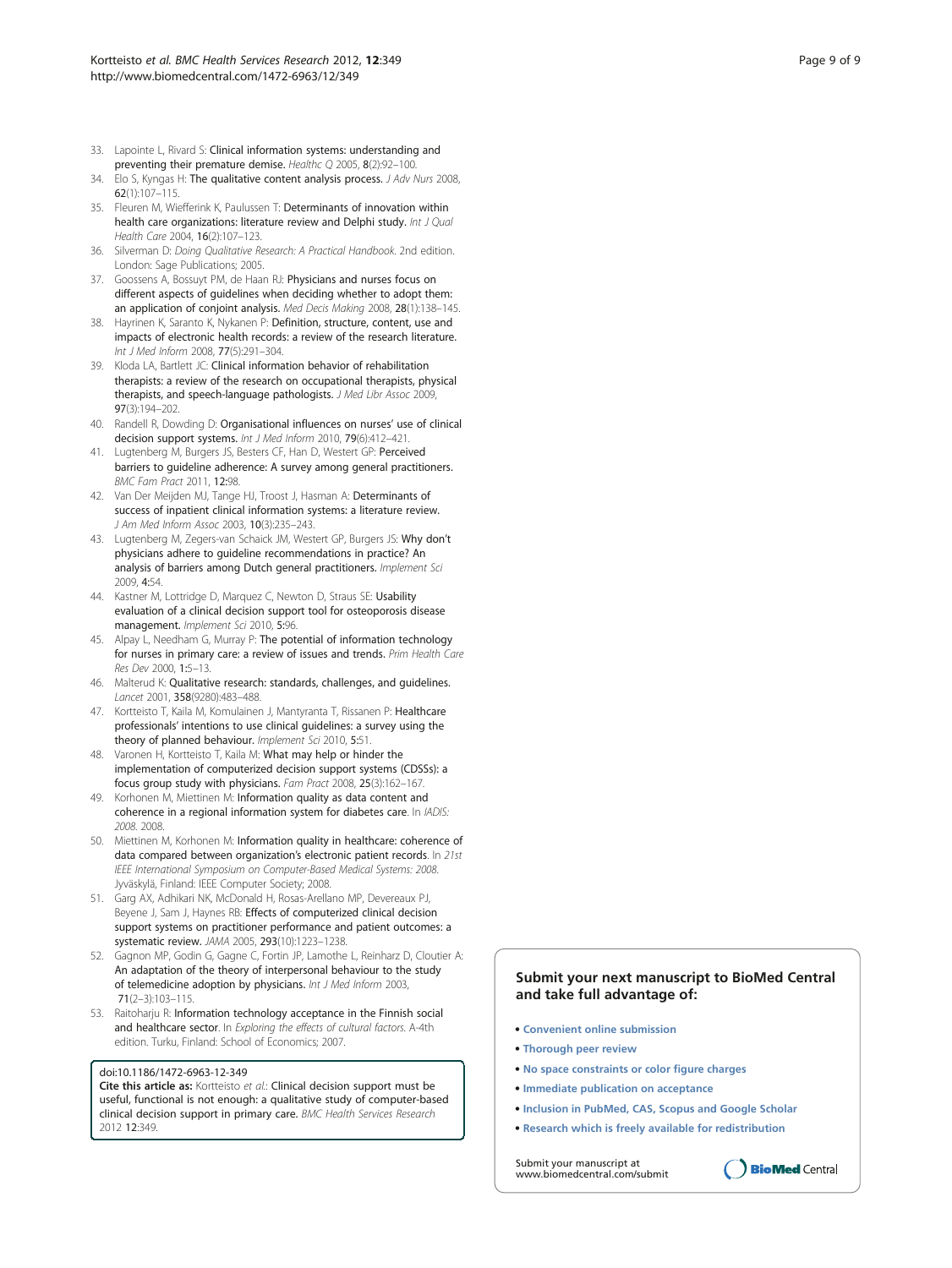33. Lapointe L, Rivard S: **Clinical information systems: understanding and preventing their premature demise.** *Healthc Q* 2005, **8**(2):92–100.
34. Elo S, Kyngas H: **The qualitative content analysis process.** *J Adv Nurs* 2008, **62**(1):107–115.
35. Fleuren M, Wiefferink K, Paulussen T: **Determinants of innovation within health care organizations: literature review and Delphi study.** *Int J Qual Health Care* 2004, **16**(2):107–123.
36. Silverman D: *Doing Qualitative Research: A Practical Handbook.* 2nd edition. London: Sage Publications; 2005.
37. Goossens A, Bossuyt PM, de Haan RJ: **Physicians and nurses focus on different aspects of guidelines when deciding whether to adopt them: an application of conjoint analysis.** *Med Decis Making* 2008, **28**(1):138–145.
38. Hayrinen K, Saranto K, Nykanen P: **Definition, structure, content, use and impacts of electronic health records: a review of the research literature.** *Int J Med Inform* 2008, **77**(5):291–304.
39. Kloda LA, Bartlett JC: **Clinical information behavior of rehabilitation therapists: a review of the research on occupational therapists, physical therapists, and speech-language pathologists.** *J Med Libr Assoc* 2009, **97**(3):194–202.
40. Randell R, Dowding D: **Organisational influences on nurses' use of clinical decision support systems.** *Int J Med Inform* 2010, **79**(6):412–421.
41. Lugtenberg M, Burgers JS, Besters CF, Han D, Westert GP: **Perceived barriers to guideline adherence: A survey among general practitioners.** *BMC Fam Pract* 2011, **12**:98.
42. Van Der Meijden MJ, Tange HJ, Troost J, Hasman A: **Determinants of success of inpatient clinical information systems: a literature review.** *J Am Med Inform Assoc* 2003, **10**(3):235–243.
43. Lugtenberg M, Zegers-van Schaick JM, Westert GP, Burgers JS: **Why don't physicians adhere to guideline recommendations in practice? An analysis of barriers among Dutch general practitioners.** *Implement Sci* 2009, **4**:54.
44. Kastner M, Lottridge D, Marquez C, Newton D, Straus SE: **Usability evaluation of a clinical decision support tool for osteoporosis disease management.** *Implement Sci* 2010, **5**:96.
45. Alpay L, Needham G, Murray P: **The potential of information technology for nurses in primary care: a review of issues and trends.** *Prim Health Care Res Dev* 2000, **1**:5–13.
46. Malterud K: **Qualitative research: standards, challenges, and guidelines.** *Lancet* 2001, **358**(9280):483–488.
47. Kortteisto T, Kaila M, Komulainen J, Mantyranta T, Rissanen P: **Healthcare professionals' intentions to use clinical guidelines: a survey using the theory of planned behaviour.** *Implement Sci* 2010, **5**:51.
48. Varonen H, Kortteisto T, Kaila M: **What may help or hinder the implementation of computerized decision support systems (CDSSs): a focus group study with physicians.** *Fam Pract* 2008, **25**(3):162–167.
49. Korhonen M, Miettinen M: **Information quality as data content and coherence in a regional information system for diabetes care.** In *IADIS: 2008.* 2008.
50. Miettinen M, Korhonen M: **Information quality in healthcare: coherence of data compared between organization's electronic patient records.** In *21st IEEE International Symposium on Computer-Based Medical Systems: 2008.* Jyväskylä, Finland: IEEE Computer Society; 2008.
51. Garg AX, Adhikari NK, McDonald H, Rosas-Arellano MP, Devereaux PJ, Beyene J, Sam J, Haynes RB: **Effects of computerized clinical decision support systems on practitioner performance and patient outcomes: a systematic review.** *JAMA* 2005, **293**(10):1223–1238.
52. Gagnon MP, Godin G, Gagne C, Fortin JP, Lamothe L, Reinharz D, Cloutier A: **An adaptation of the theory of interpersonal behaviour to the study of telemedicine adoption by physicians.** *Int J Med Inform* 2003, **71**(2–3):103–115.
53. Raitoharju R: **Information technology acceptance in the Finnish social and healthcare sector.** In *Exploring the effects of cultural factors.* A-4th edition. Turku, Finland: School of Economics; 2007.

doi:10.1186/1472-6963-12-349

**Cite this article as:** Kortteisto *et al.*: Clinical decision support must be useful, functional is not enough: a qualitative study of computer-based clinical decision support in primary care. *BMC Health Services Research* 2012 **12**:349.

**Submit your next manuscript to BioMed Central and take full advantage of:**

- **Convenient online submission**
- **Thorough peer review**
- **No space constraints or color figure charges**
- **Immediate publication on acceptance**
- **Inclusion in PubMed, CAS, Scopus and Google Scholar**
- **Research which is freely available for redistribution**

Submit your manuscript at www.biomedcentral.com/submit

BioMed Central